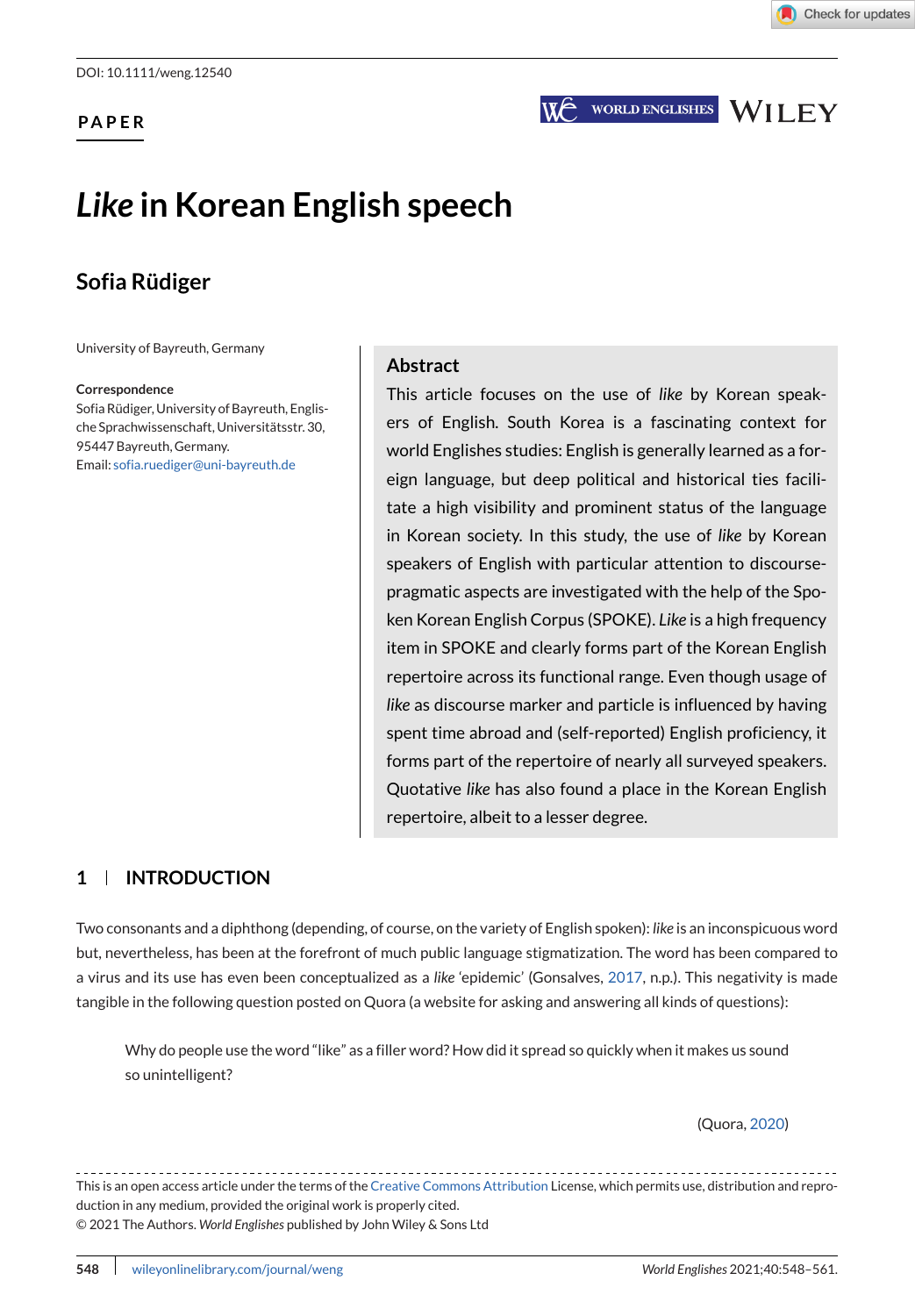DOI: 10.1111/weng.12540

PAPER

# *Like* in Korean English speech

## Sofia Rüdiger

University of Bayreuth, Germany

**Correspondence**
Sofia Rüdiger, University of Bayreuth, Englische Sprachwissenschaft, Universitätsstr. 30, 95447 Bayreuth, Germany.
Email: sofia.ruediger@uni-bayreuth.de

## Abstract

This article focuses on the use of *like* by Korean speakers of English. South Korea is a fascinating context for world Englishes studies: English is generally learned as a foreign language, but deep political and historical ties facilitate a high visibility and prominent status of the language in Korean society. In this study, the use of *like* by Korean speakers of English with particular attention to discourse-pragmatic aspects are investigated with the help of the Spoken Korean English Corpus (SPOKE). *Like* is a high frequency item in SPOKE and clearly forms part of the Korean English repertoire across its functional range. Even though usage of *like* as discourse marker and particle is influenced by having spent time abroad and (self-reported) English proficiency, it forms part of the repertoire of nearly all surveyed speakers. Quotative *like* has also found a place in the Korean English repertoire, albeit to a lesser degree.

## 1 | INTRODUCTION

Two consonants and a diphthong (depending, of course, on the variety of English spoken): *like* is an inconspicuous word but, nevertheless, has been at the forefront of much public language stigmatization. The word has been compared to a virus and its use has even been conceptualized as a *like* 'epidemic' (Gonsalves, 2017, n.p.). This negativity is made tangible in the following question posted on Quora (a website for asking and answering all kinds of questions):

> Why do people use the word "like" as a filler word? How did it spread so quickly when it makes us sound so unintelligent?
>
> (Quora, 2020)

This is an open access article under the terms of the Creative Commons Attribution License, which permits use, distribution and reproduction in any medium, provided the original work is properly cited.
© 2021 The Authors. *World Englishes* published by John Wiley & Sons Ltd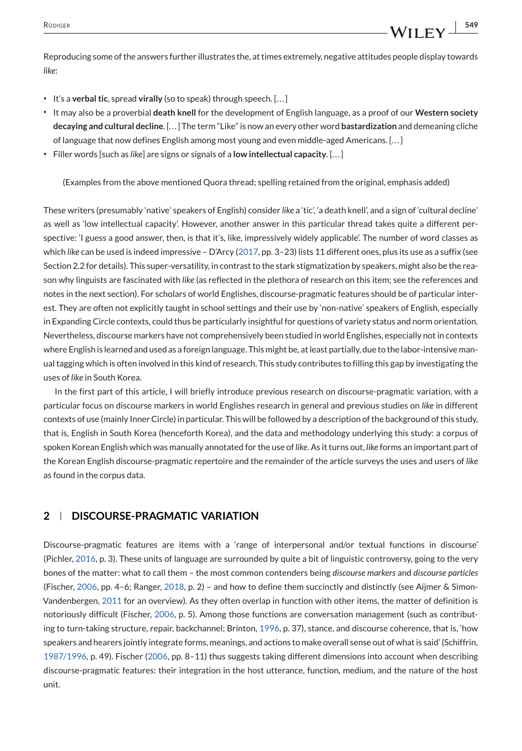Reproducing some of the answers further illustrates the, at times extremely, negative attitudes people display towards *like*:

- It's a **verbal tic**, spread **virally** (so to speak) through speech. […]
- It may also be a proverbial **death knell** for the development of English language, as a proof of our **Western society decaying and cultural decline**. […] The term "Like" is now an every other word **bastardization** and demeaning cliche of language that now defines English among most young and even middle-aged Americans. […]
- Filler words [such as *like*] are signs or signals of a **low intellectual capacity**. […]

(Examples from the above mentioned Quora thread; spelling retained from the original, emphasis added)

These writers (presumably 'native' speakers of English) consider *like* a 'tic', 'a death knell', and a sign of 'cultural decline' as well as 'low intellectual capacity'. However, another answer in this particular thread takes quite a different perspective: 'I guess a good answer, then, is that it's, like, impressively widely applicable'. The number of word classes as which *like* can be used is indeed impressive – D'Arcy (2017, pp. 3–23) lists 11 different ones, plus its use as a suffix (see Section 2.2 for details). This super-versatility, in contrast to the stark stigmatization by speakers, might also be the reason why linguists are fascinated with *like* (as reflected in the plethora of research on this item; see the references and notes in the next section). For scholars of world Englishes, discourse-pragmatic features should be of particular interest. They are often not explicitly taught in school settings and their use by 'non-native' speakers of English, especially in Expanding Circle contexts, could thus be particularly insightful for questions of variety status and norm orientation. Nevertheless, discourse markers have not comprehensively been studied in world Englishes, especially not in contexts where English is learned and used as a foreign language. This might be, at least partially, due to the labor-intensive manual tagging which is often involved in this kind of research. This study contributes to filling this gap by investigating the uses of *like* in South Korea.

In the first part of this article, I will briefly introduce previous research on discourse-pragmatic variation, with a particular focus on discourse markers in world Englishes research in general and previous studies on *like* in different contexts of use (mainly Inner Circle) in particular. This will be followed by a description of the background of this study, that is, English in South Korea (henceforth Korea), and the data and methodology underlying this study: a corpus of spoken Korean English which was manually annotated for the use of *like*. As it turns out, *like* forms an important part of the Korean English discourse-pragmatic repertoire and the remainder of the article surveys the uses and users of *like* as found in the corpus data.

## 2 | DISCOURSE-PRAGMATIC VARIATION

Discourse-pragmatic features are items with a 'range of interpersonal and/or textual functions in discourse' (Pichler, 2016, p. 3). These units of language are surrounded by quite a bit of linguistic controversy, going to the very bones of the matter: what to call them – the most common contenders being *discourse markers* and *discourse particles* (Fischer, 2006, pp. 4–6; Ranger, 2018, p. 2) – and how to define them succinctly and distinctly (see Aijmer & Simon-Vandenbergen, 2011 for an overview). As they often overlap in function with other items, the matter of definition is notoriously difficult (Fischer, 2006, p. 5). Among those functions are conversation management (such as contributing to turn-taking structure, repair, backchannel; Brinton, 1996, p. 37), stance, and discourse coherence, that is, 'how speakers and hearers jointly integrate forms, meanings, and actions to make overall sense out of what is said' (Schiffrin, 1987/1996, p. 49). Fischer (2006, pp. 8–11) thus suggests taking different dimensions into account when describing discourse-pragmatic features: their integration in the host utterance, function, medium, and the nature of the host unit.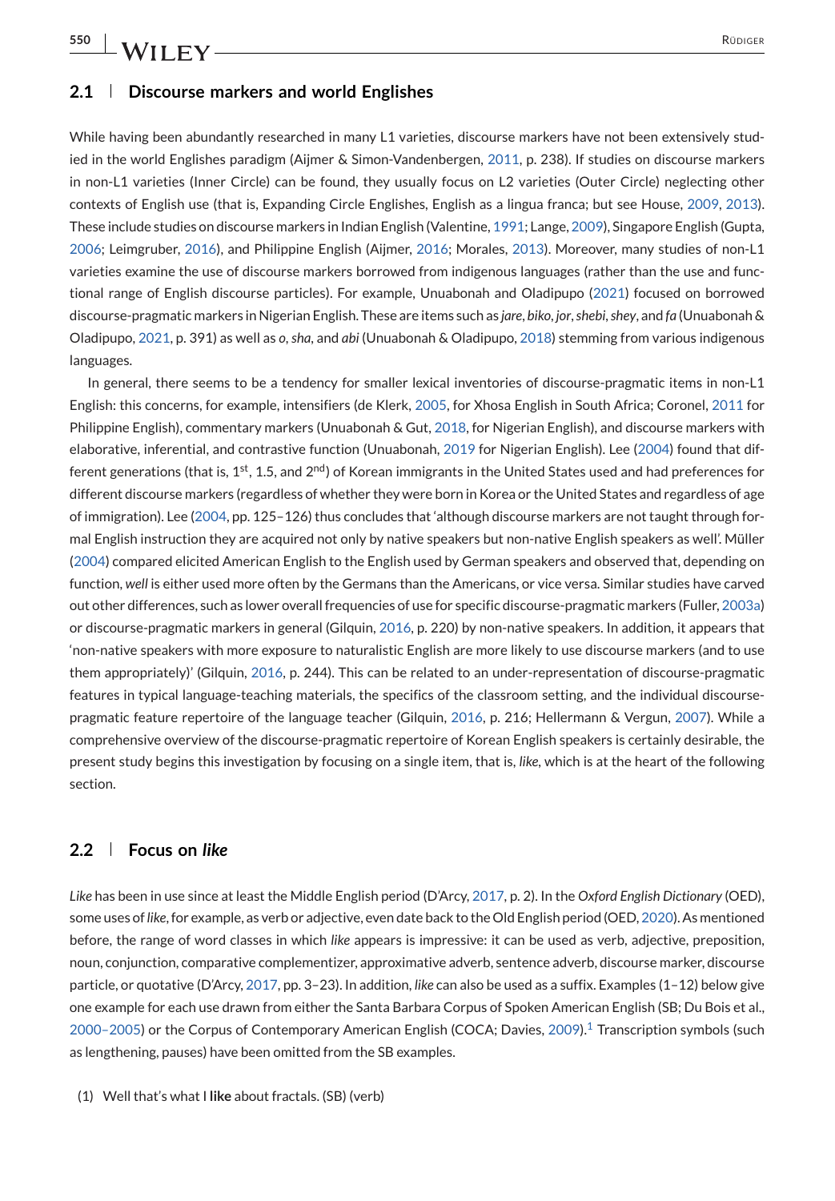## 2.1 | Discourse markers and world Englishes

While having been abundantly researched in many L1 varieties, discourse markers have not been extensively studied in the world Englishes paradigm (Aijmer & Simon-Vandenbergen, 2011, p. 238). If studies on discourse markers in non-L1 varieties (Inner Circle) can be found, they usually focus on L2 varieties (Outer Circle) neglecting other contexts of English use (that is, Expanding Circle Englishes, English as a lingua franca; but see House, 2009, 2013). These include studies on discourse markers in Indian English (Valentine, 1991; Lange, 2009), Singapore English (Gupta, 2006; Leimgruber, 2016), and Philippine English (Aijmer, 2016; Morales, 2013). Moreover, many studies of non-L1 varieties examine the use of discourse markers borrowed from indigenous languages (rather than the use and functional range of English discourse particles). For example, Unuabonah and Oladipupo (2021) focused on borrowed discourse-pragmatic markers in Nigerian English. These are items such as *jare*, *biko*, *jor*, *shebi*, *shey*, and *fa* (Unuabonah & Oladipupo, 2021, p. 391) as well as *o*, *sha*, and *abi* (Unuabonah & Oladipupo, 2018) stemming from various indigenous languages.

In general, there seems to be a tendency for smaller lexical inventories of discourse-pragmatic items in non-L1 English: this concerns, for example, intensifiers (de Klerk, 2005, for Xhosa English in South Africa; Coronel, 2011 for Philippine English), commentary markers (Unuabonah & Gut, 2018, for Nigerian English), and discourse markers with elaborative, inferential, and contrastive function (Unuabonah, 2019 for Nigerian English). Lee (2004) found that different generations (that is, 1st, 1.5, and 2nd) of Korean immigrants in the United States used and had preferences for different discourse markers (regardless of whether they were born in Korea or the United States and regardless of age of immigration). Lee (2004, pp. 125–126) thus concludes that 'although discourse markers are not taught through formal English instruction they are acquired not only by native speakers but non-native English speakers as well'. Müller (2004) compared elicited American English to the English used by German speakers and observed that, depending on function, *well* is either used more often by the Germans than the Americans, or vice versa. Similar studies have carved out other differences, such as lower overall frequencies of use for specific discourse-pragmatic markers (Fuller, 2003a) or discourse-pragmatic markers in general (Gilquin, 2016, p. 220) by non-native speakers. In addition, it appears that 'non-native speakers with more exposure to naturalistic English are more likely to use discourse markers (and to use them appropriately)' (Gilquin, 2016, p. 244). This can be related to an under-representation of discourse-pragmatic features in typical language-teaching materials, the specifics of the classroom setting, and the individual discourse-pragmatic feature repertoire of the language teacher (Gilquin, 2016, p. 216; Hellermann & Vergun, 2007). While a comprehensive overview of the discourse-pragmatic repertoire of Korean English speakers is certainly desirable, the present study begins this investigation by focusing on a single item, that is, *like*, which is at the heart of the following section.

## 2.2 | Focus on *like*

*Like* has been in use since at least the Middle English period (D'Arcy, 2017, p. 2). In the *Oxford English Dictionary* (OED), some uses of *like*, for example, as verb or adjective, even date back to the Old English period (OED, 2020). As mentioned before, the range of word classes in which *like* appears is impressive: it can be used as verb, adjective, preposition, noun, conjunction, comparative complementizer, approximative adverb, sentence adverb, discourse marker, discourse particle, or quotative (D'Arcy, 2017, pp. 3–23). In addition, *like* can also be used as a suffix. Examples (1–12) below give one example for each use drawn from either the Santa Barbara Corpus of Spoken American English (SB; Du Bois et al., 2000–2005) or the Corpus of Contemporary American English (COCA; Davies, 2009).[1] Transcription symbols (such as lengthening, pauses) have been omitted from the SB examples.

(1) Well that's what I **like** about fractals. (SB) (verb)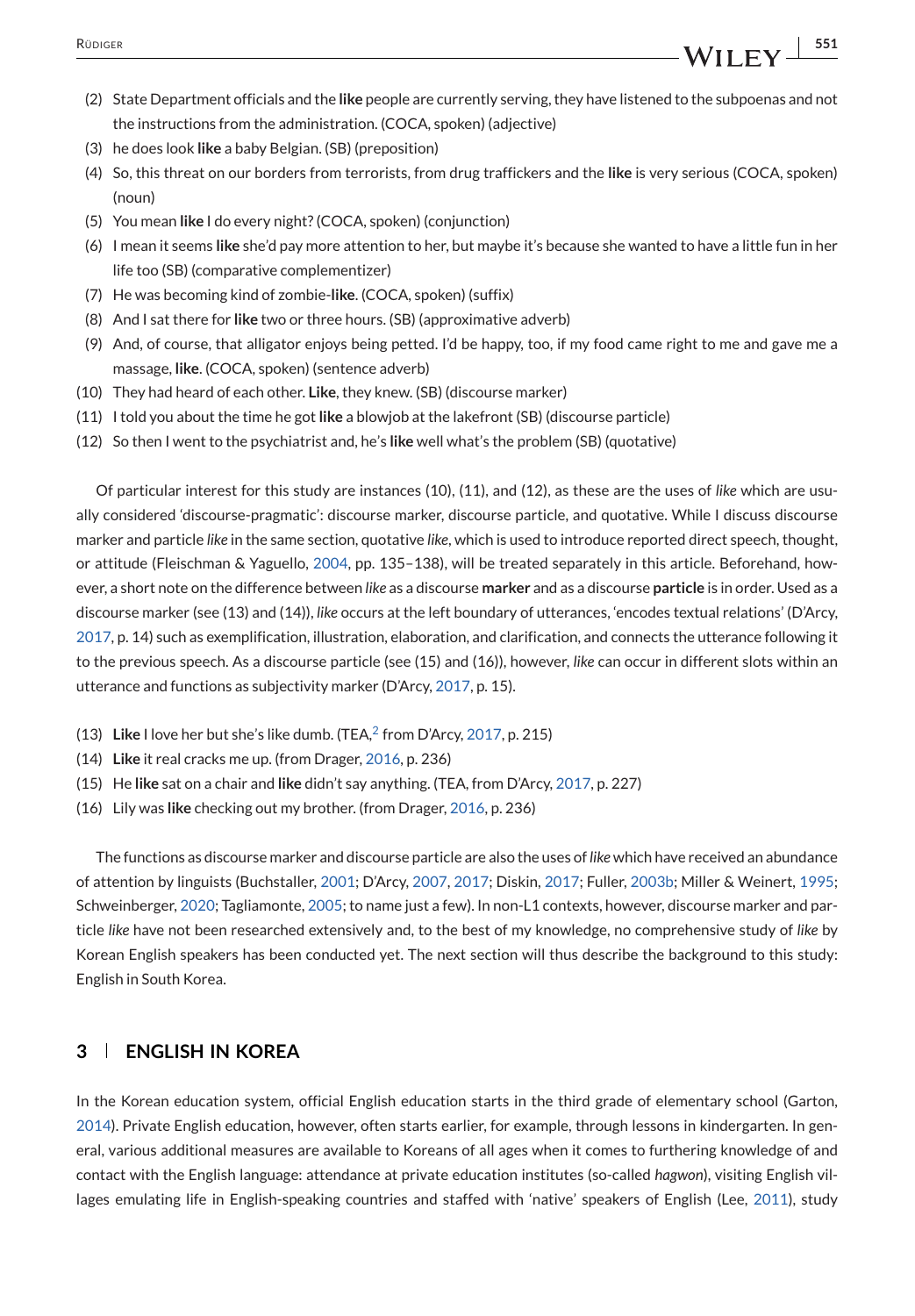(2) State Department officials and the **like** people are currently serving, they have listened to the subpoenas and not the instructions from the administration. (COCA, spoken) (adjective)

(3) he does look **like** a baby Belgian. (SB) (preposition)

(4) So, this threat on our borders from terrorists, from drug traffickers and the **like** is very serious (COCA, spoken) (noun)

(5) You mean **like** I do every night? (COCA, spoken) (conjunction)

(6) I mean it seems **like** she'd pay more attention to her, but maybe it's because she wanted to have a little fun in her life too (SB) (comparative complementizer)

(7) He was becoming kind of zombie-**like**. (COCA, spoken) (suffix)

(8) And I sat there for **like** two or three hours. (SB) (approximative adverb)

(9) And, of course, that alligator enjoys being petted. I'd be happy, too, if my food came right to me and gave me a massage, **like**. (COCA, spoken) (sentence adverb)

(10) They had heard of each other. **Like**, they knew. (SB) (discourse marker)

(11) I told you about the time he got **like** a blowjob at the lakefront (SB) (discourse particle)

(12) So then I went to the psychiatrist and, he's **like** well what's the problem (SB) (quotative)

Of particular interest for this study are instances (10), (11), and (12), as these are the uses of *like* which are usually considered 'discourse-pragmatic': discourse marker, discourse particle, and quotative. While I discuss discourse marker and particle *like* in the same section, quotative *like*, which is used to introduce reported direct speech, thought, or attitude (Fleischman & Yaguello, 2004, pp. 135–138), will be treated separately in this article. Beforehand, however, a short note on the difference between *like* as a discourse **marker** and as a discourse **particle** is in order. Used as a discourse marker (see (13) and (14)), *like* occurs at the left boundary of utterances, 'encodes textual relations' (D'Arcy, 2017, p. 14) such as exemplification, illustration, elaboration, and clarification, and connects the utterance following it to the previous speech. As a discourse particle (see (15) and (16)), however, *like* can occur in different slots within an utterance and functions as subjectivity marker (D'Arcy, 2017, p. 15).

(13) **Like** I love her but she's like dumb. (TEA,[2] from D'Arcy, 2017, p. 215)

(14) **Like** it real cracks me up. (from Drager, 2016, p. 236)

(15) He **like** sat on a chair and **like** didn't say anything. (TEA, from D'Arcy, 2017, p. 227)

(16) Lily was **like** checking out my brother. (from Drager, 2016, p. 236)

The functions as discourse marker and discourse particle are also the uses of *like* which have received an abundance of attention by linguists (Buchstaller, 2001; D'Arcy, 2007, 2017; Diskin, 2017; Fuller, 2003b; Miller & Weinert, 1995; Schweinberger, 2020; Tagliamonte, 2005; to name just a few). In non-L1 contexts, however, discourse marker and particle *like* have not been researched extensively and, to the best of my knowledge, no comprehensive study of *like* by Korean English speakers has been conducted yet. The next section will thus describe the background to this study: English in South Korea.

## 3 | ENGLISH IN KOREA

In the Korean education system, official English education starts in the third grade of elementary school (Garton, 2014). Private English education, however, often starts earlier, for example, through lessons in kindergarten. In general, various additional measures are available to Koreans of all ages when it comes to furthering knowledge of and contact with the English language: attendance at private education institutes (so-called *hagwon*), visiting English villages emulating life in English-speaking countries and staffed with 'native' speakers of English (Lee, 2011), study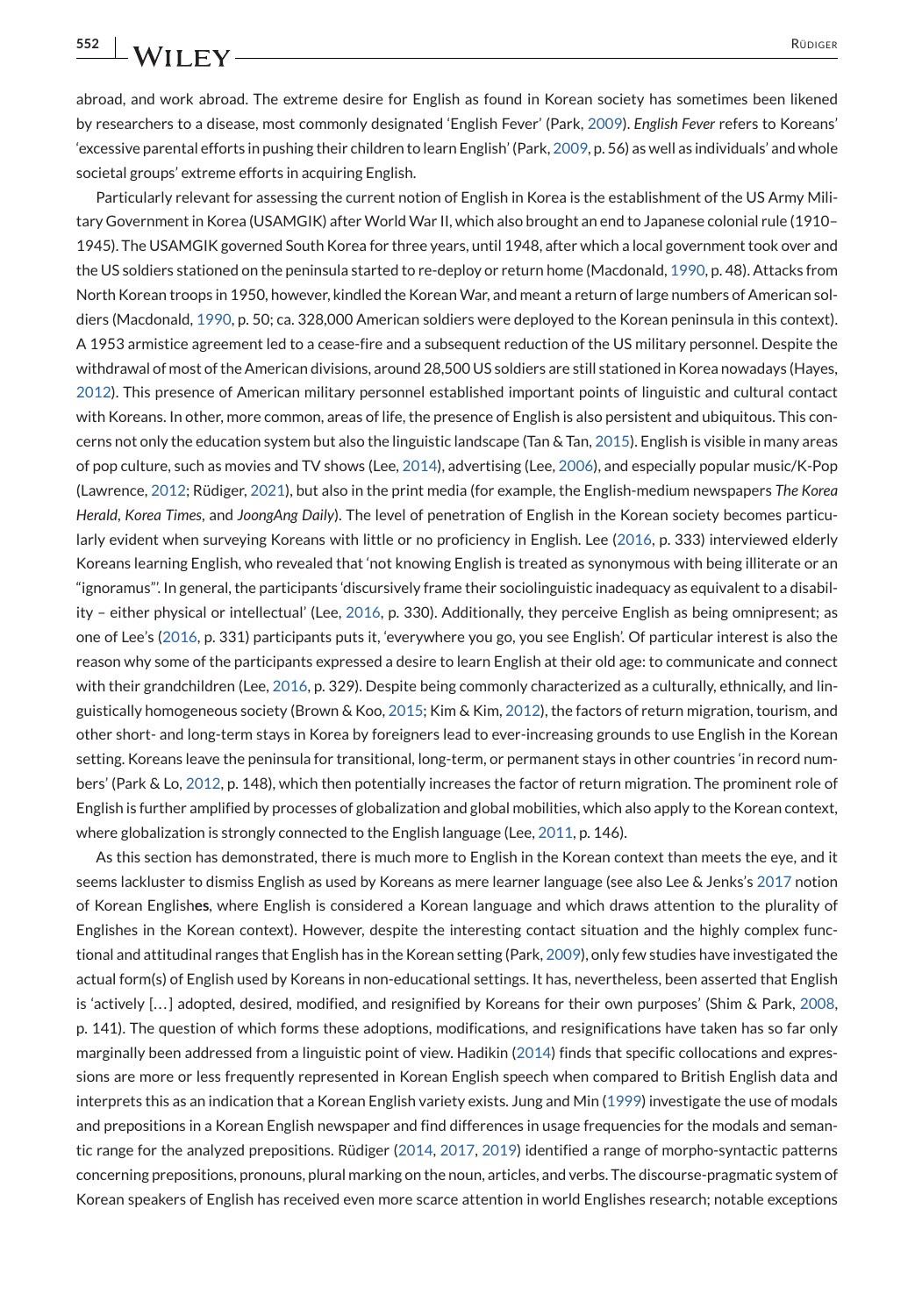abroad, and work abroad. The extreme desire for English as found in Korean society has sometimes been likened by researchers to a disease, most commonly designated 'English Fever' (Park, 2009). *English Fever* refers to Koreans' 'excessive parental efforts in pushing their children to learn English' (Park, 2009, p. 56) as well as individuals' and whole societal groups' extreme efforts in acquiring English.

Particularly relevant for assessing the current notion of English in Korea is the establishment of the US Army Military Government in Korea (USAMGIK) after World War II, which also brought an end to Japanese colonial rule (1910–1945). The USAMGIK governed South Korea for three years, until 1948, after which a local government took over and the US soldiers stationed on the peninsula started to re-deploy or return home (Macdonald, 1990, p. 48). Attacks from North Korean troops in 1950, however, kindled the Korean War, and meant a return of large numbers of American soldiers (Macdonald, 1990, p. 50; ca. 328,000 American soldiers were deployed to the Korean peninsula in this context). A 1953 armistice agreement led to a cease-fire and a subsequent reduction of the US military personnel. Despite the withdrawal of most of the American divisions, around 28,500 US soldiers are still stationed in Korea nowadays (Hayes, 2012). This presence of American military personnel established important points of linguistic and cultural contact with Koreans. In other, more common, areas of life, the presence of English is also persistent and ubiquitous. This concerns not only the education system but also the linguistic landscape (Tan & Tan, 2015). English is visible in many areas of pop culture, such as movies and TV shows (Lee, 2014), advertising (Lee, 2006), and especially popular music/K-Pop (Lawrence, 2012; Rüdiger, 2021), but also in the print media (for example, the English-medium newspapers *The Korea Herald*, *Korea Times*, and *JoongAng Daily*). The level of penetration of English in the Korean society becomes particularly evident when surveying Koreans with little or no proficiency in English. Lee (2016, p. 333) interviewed elderly Koreans learning English, who revealed that 'not knowing English is treated as synonymous with being illiterate or an "ignoramus"'. In general, the participants 'discursively frame their sociolinguistic inadequacy as equivalent to a disability – either physical or intellectual' (Lee, 2016, p. 330). Additionally, they perceive English as being omnipresent; as one of Lee's (2016, p. 331) participants puts it, 'everywhere you go, you see English'. Of particular interest is also the reason why some of the participants expressed a desire to learn English at their old age: to communicate and connect with their grandchildren (Lee, 2016, p. 329). Despite being commonly characterized as a culturally, ethnically, and linguistically homogeneous society (Brown & Koo, 2015; Kim & Kim, 2012), the factors of return migration, tourism, and other short- and long-term stays in Korea by foreigners lead to ever-increasing grounds to use English in the Korean setting. Koreans leave the peninsula for transitional, long-term, or permanent stays in other countries 'in record numbers' (Park & Lo, 2012, p. 148), which then potentially increases the factor of return migration. The prominent role of English is further amplified by processes of globalization and global mobilities, which also apply to the Korean context, where globalization is strongly connected to the English language (Lee, 2011, p. 146).

As this section has demonstrated, there is much more to English in the Korean context than meets the eye, and it seems lackluster to dismiss English as used by Koreans as mere learner language (see also Lee & Jenks's 2017 notion of Korean English**es**, where English is considered a Korean language and which draws attention to the plurality of Englishes in the Korean context). However, despite the interesting contact situation and the highly complex functional and attitudinal ranges that English has in the Korean setting (Park, 2009), only few studies have investigated the actual form(s) of English used by Koreans in non-educational settings. It has, nevertheless, been asserted that English is 'actively […] adopted, desired, modified, and resignified by Koreans for their own purposes' (Shim & Park, 2008, p. 141). The question of which forms these adoptions, modifications, and resignifications have taken has so far only marginally been addressed from a linguistic point of view. Hadikin (2014) finds that specific collocations and expressions are more or less frequently represented in Korean English speech when compared to British English data and interprets this as an indication that a Korean English variety exists. Jung and Min (1999) investigate the use of modals and prepositions in a Korean English newspaper and find differences in usage frequencies for the modals and semantic range for the analyzed prepositions. Rüdiger (2014, 2017, 2019) identified a range of morpho-syntactic patterns concerning prepositions, pronouns, plural marking on the noun, articles, and verbs. The discourse-pragmatic system of Korean speakers of English has received even more scarce attention in world Englishes research; notable exceptions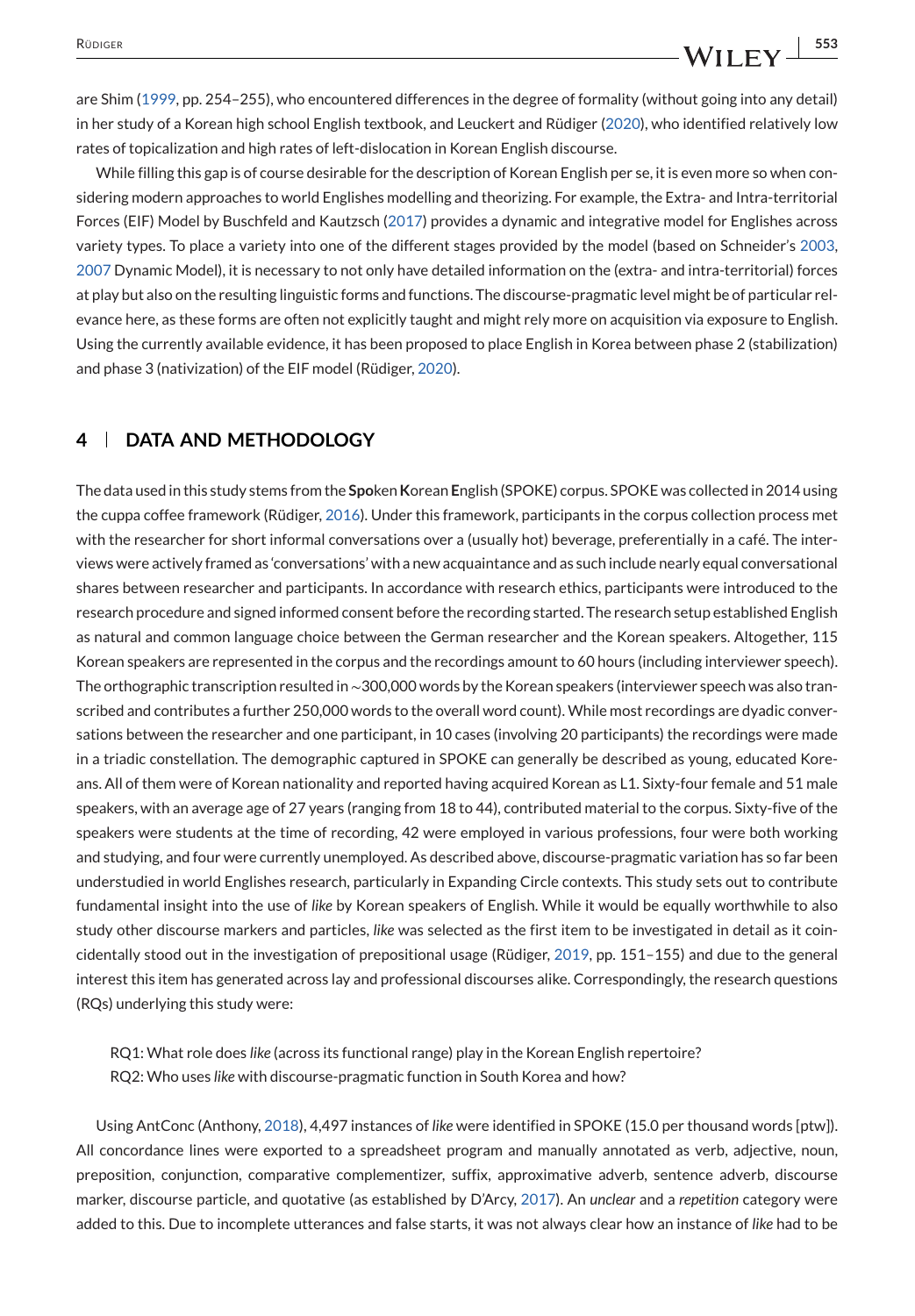are Shim (1999, pp. 254–255), who encountered differences in the degree of formality (without going into any detail) in her study of a Korean high school English textbook, and Leuckert and Rüdiger (2020), who identified relatively low rates of topicalization and high rates of left-dislocation in Korean English discourse.

While filling this gap is of course desirable for the description of Korean English per se, it is even more so when considering modern approaches to world Englishes modelling and theorizing. For example, the Extra- and Intra-territorial Forces (EIF) Model by Buschfeld and Kautzsch (2017) provides a dynamic and integrative model for Englishes across variety types. To place a variety into one of the different stages provided by the model (based on Schneider's 2003, 2007 Dynamic Model), it is necessary to not only have detailed information on the (extra- and intra-territorial) forces at play but also on the resulting linguistic forms and functions. The discourse-pragmatic level might be of particular relevance here, as these forms are often not explicitly taught and might rely more on acquisition via exposure to English. Using the currently available evidence, it has been proposed to place English in Korea between phase 2 (stabilization) and phase 3 (nativization) of the EIF model (Rüdiger, 2020).

## 4 | DATA AND METHODOLOGY

The data used in this study stems from the **Spo**ken **K**orean **E**nglish (SPOKE) corpus. SPOKE was collected in 2014 using the cuppa coffee framework (Rüdiger, 2016). Under this framework, participants in the corpus collection process met with the researcher for short informal conversations over a (usually hot) beverage, preferentially in a café. The interviews were actively framed as 'conversations' with a new acquaintance and as such include nearly equal conversational shares between researcher and participants. In accordance with research ethics, participants were introduced to the research procedure and signed informed consent before the recording started. The research setup established English as natural and common language choice between the German researcher and the Korean speakers. Altogether, 115 Korean speakers are represented in the corpus and the recordings amount to 60 hours (including interviewer speech). The orthographic transcription resulted in ~300,000 words by the Korean speakers (interviewer speech was also transcribed and contributes a further 250,000 words to the overall word count). While most recordings are dyadic conversations between the researcher and one participant, in 10 cases (involving 20 participants) the recordings were made in a triadic constellation. The demographic captured in SPOKE can generally be described as young, educated Koreans. All of them were of Korean nationality and reported having acquired Korean as L1. Sixty-four female and 51 male speakers, with an average age of 27 years (ranging from 18 to 44), contributed material to the corpus. Sixty-five of the speakers were students at the time of recording, 42 were employed in various professions, four were both working and studying, and four were currently unemployed. As described above, discourse-pragmatic variation has so far been understudied in world Englishes research, particularly in Expanding Circle contexts. This study sets out to contribute fundamental insight into the use of *like* by Korean speakers of English. While it would be equally worthwhile to also study other discourse markers and particles, *like* was selected as the first item to be investigated in detail as it coincidentally stood out in the investigation of prepositional usage (Rüdiger, 2019, pp. 151–155) and due to the general interest this item has generated across lay and professional discourses alike. Correspondingly, the research questions (RQs) underlying this study were:

RQ1: What role does *like* (across its functional range) play in the Korean English repertoire?
RQ2: Who uses *like* with discourse-pragmatic function in South Korea and how?

Using AntConc (Anthony, 2018), 4,497 instances of *like* were identified in SPOKE (15.0 per thousand words [ptw]). All concordance lines were exported to a spreadsheet program and manually annotated as verb, adjective, noun, preposition, conjunction, comparative complementizer, suffix, approximative adverb, sentence adverb, discourse marker, discourse particle, and quotative (as established by D'Arcy, 2017). An *unclear* and a *repetition* category were added to this. Due to incomplete utterances and false starts, it was not always clear how an instance of *like* had to be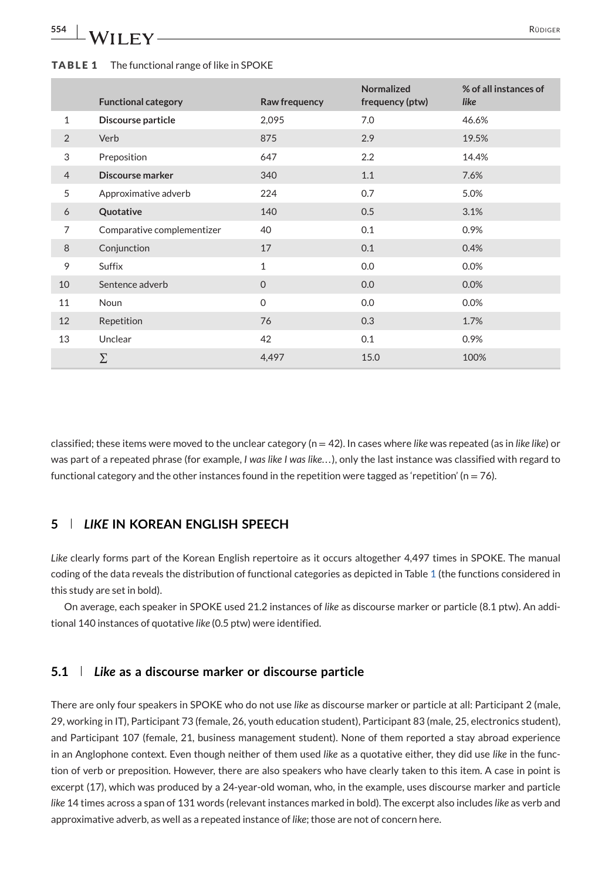**TABLE 1** The functional range of like in SPOKE

| | Functional category | Raw frequency | Normalized frequency (ptw) | % of all instances of *like* |
|---|---|---|---|---|
| 1 | **Discourse particle** | 2,095 | 7.0 | 46.6% |
| 2 | Verb | 875 | 2.9 | 19.5% |
| 3 | Preposition | 647 | 2.2 | 14.4% |
| 4 | **Discourse marker** | 340 | 1.1 | 7.6% |
| 5 | Approximative adverb | 224 | 0.7 | 5.0% |
| 6 | **Quotative** | 140 | 0.5 | 3.1% |
| 7 | Comparative complementizer | 40 | 0.1 | 0.9% |
| 8 | Conjunction | 17 | 0.1 | 0.4% |
| 9 | Suffix | 1 | 0.0 | 0.0% |
| 10 | Sentence adverb | 0 | 0.0 | 0.0% |
| 11 | Noun | 0 | 0.0 | 0.0% |
| 12 | Repetition | 76 | 0.3 | 1.7% |
| 13 | Unclear | 42 | 0.1 | 0.9% |
| | ∑ | 4,497 | 15.0 | 100% |

classified; these items were moved to the unclear category (n = 42). In cases where *like* was repeated (as in *like like*) or was part of a repeated phrase (for example, *I was like I was like…*), only the last instance was classified with regard to functional category and the other instances found in the repetition were tagged as 'repetition' (n = 76).

## 5 | *LIKE* IN KOREAN ENGLISH SPEECH

*Like* clearly forms part of the Korean English repertoire as it occurs altogether 4,497 times in SPOKE. The manual coding of the data reveals the distribution of functional categories as depicted in Table 1 (the functions considered in this study are set in bold).

On average, each speaker in SPOKE used 21.2 instances of *like* as discourse marker or particle (8.1 ptw). An additional 140 instances of quotative *like* (0.5 ptw) were identified.

### 5.1 | *Like* as a discourse marker or discourse particle

There are only four speakers in SPOKE who do not use *like* as discourse marker or particle at all: Participant 2 (male, 29, working in IT), Participant 73 (female, 26, youth education student), Participant 83 (male, 25, electronics student), and Participant 107 (female, 21, business management student). None of them reported a stay abroad experience in an Anglophone context. Even though neither of them used *like* as a quotative either, they did use *like* in the function of verb or preposition. However, there are also speakers who have clearly taken to this item. A case in point is excerpt (17), which was produced by a 24-year-old woman, who, in the example, uses discourse marker and particle *like* 14 times across a span of 131 words (relevant instances marked in bold). The excerpt also includes *like* as verb and approximative adverb, as well as a repeated instance of *like*; those are not of concern here.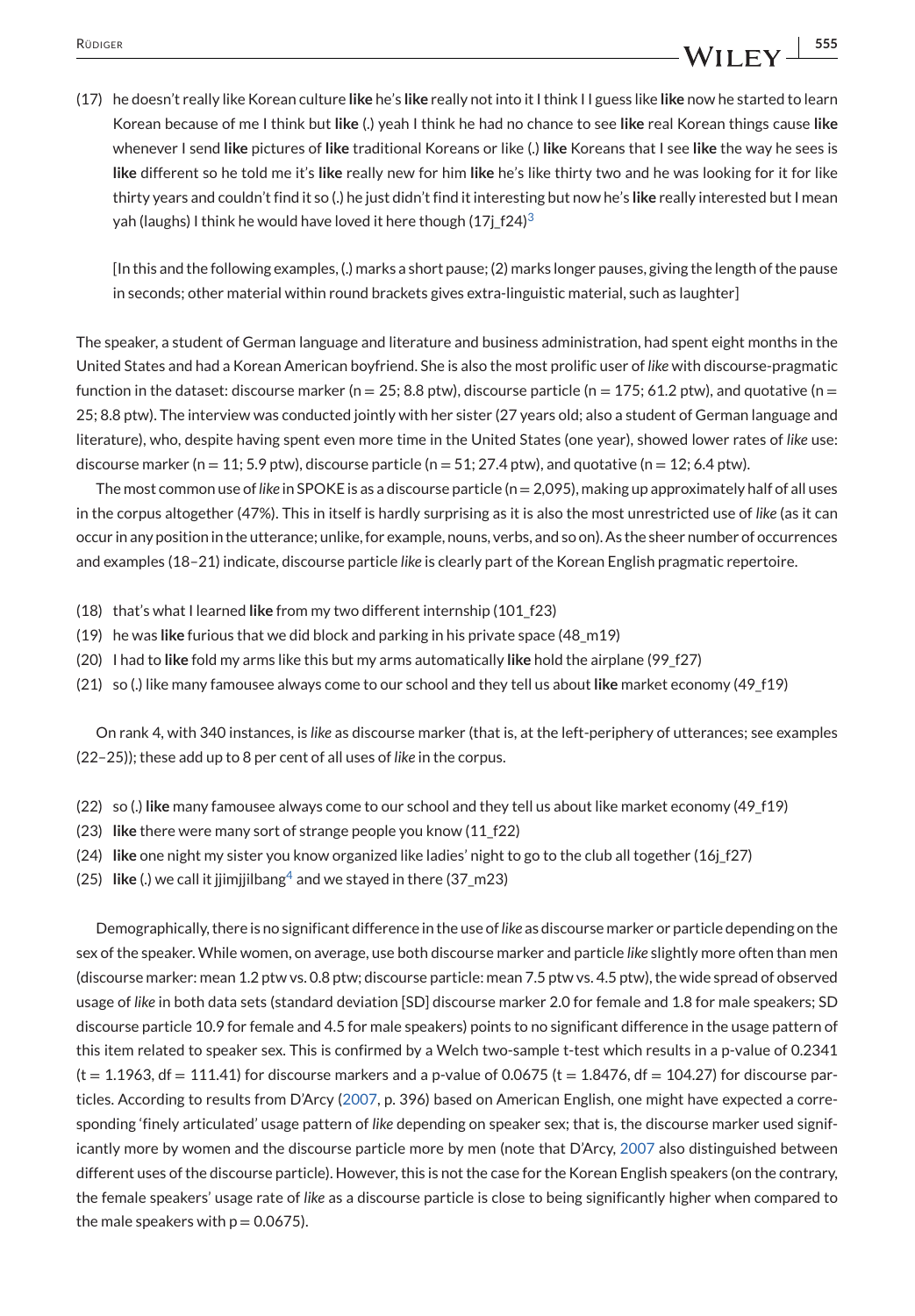(17) he doesn't really like Korean culture **like** he's **like** really not into it I think I I guess like **like** now he started to learn Korean because of me I think but **like** (.) yeah I think he had no chance to see **like** real Korean things cause **like** whenever I send **like** pictures of **like** traditional Koreans or like (.) **like** Koreans that I see **like** the way he sees is **like** different so he told me it's **like** really new for him **like** he's like thirty two and he was looking for it for like thirty years and couldn't find it so (.) he just didn't find it interesting but now he's **like** really interested but I mean yah (laughs) I think he would have loved it here though (17j_f24)[3]

[In this and the following examples, (.) marks a short pause; (2) marks longer pauses, giving the length of the pause in seconds; other material within round brackets gives extra-linguistic material, such as laughter]

The speaker, a student of German language and literature and business administration, had spent eight months in the United States and had a Korean American boyfriend. She is also the most prolific user of *like* with discourse-pragmatic function in the dataset: discourse marker (n = 25; 8.8 ptw), discourse particle (n = 175; 61.2 ptw), and quotative (n = 25; 8.8 ptw). The interview was conducted jointly with her sister (27 years old; also a student of German language and literature), who, despite having spent even more time in the United States (one year), showed lower rates of *like* use: discourse marker (n = 11; 5.9 ptw), discourse particle (n = 51; 27.4 ptw), and quotative (n = 12; 6.4 ptw).

The most common use of *like* in SPOKE is as a discourse particle (n = 2,095), making up approximately half of all uses in the corpus altogether (47%). This in itself is hardly surprising as it is also the most unrestricted use of *like* (as it can occur in any position in the utterance; unlike, for example, nouns, verbs, and so on). As the sheer number of occurrences and examples (18–21) indicate, discourse particle *like* is clearly part of the Korean English pragmatic repertoire.

(18) that's what I learned **like** from my two different internship (101_f23)
(19) he was **like** furious that we did block and parking in his private space (48_m19)
(20) I had to **like** fold my arms like this but my arms automatically **like** hold the airplane (99_f27)
(21) so (.) like many famousee always come to our school and they tell us about **like** market economy (49_f19)

On rank 4, with 340 instances, is *like* as discourse marker (that is, at the left-periphery of utterances; see examples (22–25)); these add up to 8 per cent of all uses of *like* in the corpus.

(22) so (.) **like** many famousee always come to our school and they tell us about like market economy (49_f19)
(23) **like** there were many sort of strange people you know (11_f22)
(24) **like** one night my sister you know organized like ladies' night to go to the club all together (16j_f27)
(25) **like** (.) we call it jjimjjilbang[4] and we stayed in there (37_m23)

Demographically, there is no significant difference in the use of *like* as discourse marker or particle depending on the sex of the speaker. While women, on average, use both discourse marker and particle *like* slightly more often than men (discourse marker: mean 1.2 ptw vs. 0.8 ptw; discourse particle: mean 7.5 ptw vs. 4.5 ptw), the wide spread of observed usage of *like* in both data sets (standard deviation [SD] discourse marker 2.0 for female and 1.8 for male speakers; SD discourse particle 10.9 for female and 4.5 for male speakers) points to no significant difference in the usage pattern of this item related to speaker sex. This is confirmed by a Welch two-sample t-test which results in a p-value of 0.2341 ($t = 1.1963$, $df = 111.41$) for discourse markers and a p-value of 0.0675 ($t = 1.8476$, $df = 104.27$) for discourse particles. According to results from D'Arcy (2007, p. 396) based on American English, one might have expected a corresponding 'finely articulated' usage pattern of *like* depending on speaker sex; that is, the discourse marker used significantly more by women and the discourse particle more by men (note that D'Arcy, 2007 also distinguished between different uses of the discourse particle). However, this is not the case for the Korean English speakers (on the contrary, the female speakers' usage rate of *like* as a discourse particle is close to being significantly higher when compared to the male speakers with $p = 0.0675$).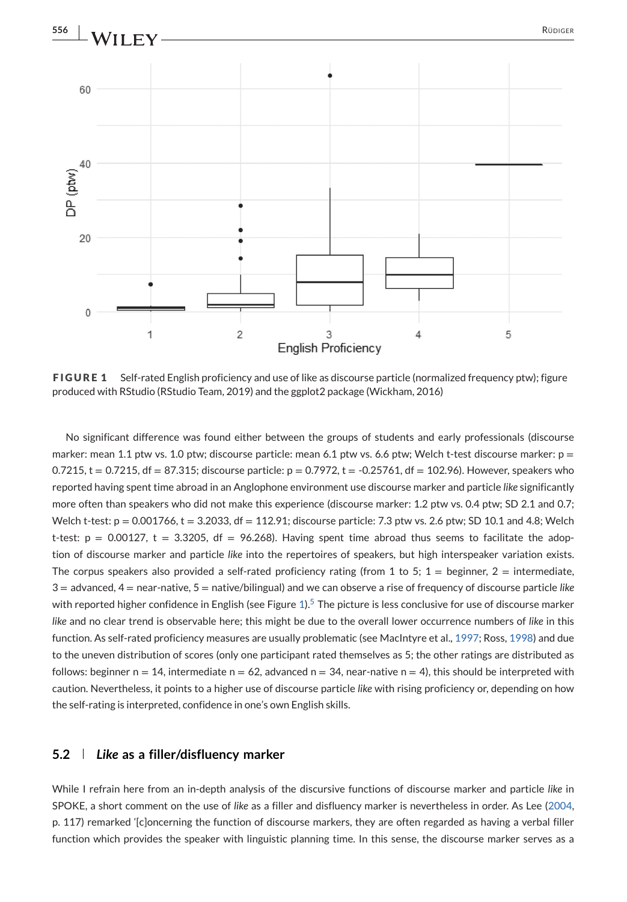FIGURE 1 Self-rated English proficiency and use of like as discourse particle (normalized frequency ptw); figure produced with RStudio (RStudio Team, 2019) and the ggplot2 package (Wickham, 2016)

No significant difference was found either between the groups of students and early professionals (discourse marker: mean 1.1 ptw vs. 1.0 ptw; discourse particle: mean 6.1 ptw vs. 6.6 ptw; Welch t-test discourse marker: $p = 0.7215$, $t = 0.7215$, $df = 87.315$; discourse particle: $p = 0.7972$, $t = -0.25761$, $df = 102.96$). However, speakers who reported having spent time abroad in an Anglophone environment use discourse marker and particle *like* significantly more often than speakers who did not make this experience (discourse marker: 1.2 ptw vs. 0.4 ptw; SD 2.1 and 0.7; Welch t-test: $p = 0.001766$, $t = 3.2033$, $df = 112.91$; discourse particle: 7.3 ptw vs. 2.6 ptw; SD 10.1 and 4.8; Welch t-test: $p = 0.00127$, $t = 3.3205$, $df = 96.268$). Having spent time abroad thus seems to facilitate the adoption of discourse marker and particle *like* into the repertoires of speakers, but high interspeaker variation exists. The corpus speakers also provided a self-rated proficiency rating (from 1 to 5; 1 = beginner, 2 = intermediate, 3 = advanced, 4 = near-native, 5 = native/bilingual) and we can observe a rise of frequency of discourse particle *like* with reported higher confidence in English (see Figure 1).[5] The picture is less conclusive for use of discourse marker *like* and no clear trend is observable here; this might be due to the overall lower occurrence numbers of *like* in this function. As self-rated proficiency measures are usually problematic (see MacIntyre et al., 1997; Ross, 1998) and due to the uneven distribution of scores (only one participant rated themselves as 5; the other ratings are distributed as follows: beginner n = 14, intermediate n = 62, advanced n = 34, near-native n = 4), this should be interpreted with caution. Nevertheless, it points to a higher use of discourse particle *like* with rising proficiency or, depending on how the self-rating is interpreted, confidence in one's own English skills.

### 5.2 | *Like* as a filler/disfluency marker

While I refrain here from an in-depth analysis of the discursive functions of discourse marker and particle *like* in SPOKE, a short comment on the use of *like* as a filler and disfluency marker is nevertheless in order. As Lee (2004, p. 117) remarked '[c]oncerning the function of discourse markers, they are often regarded as having a verbal filler function which provides the speaker with linguistic planning time. In this sense, the discourse marker serves as a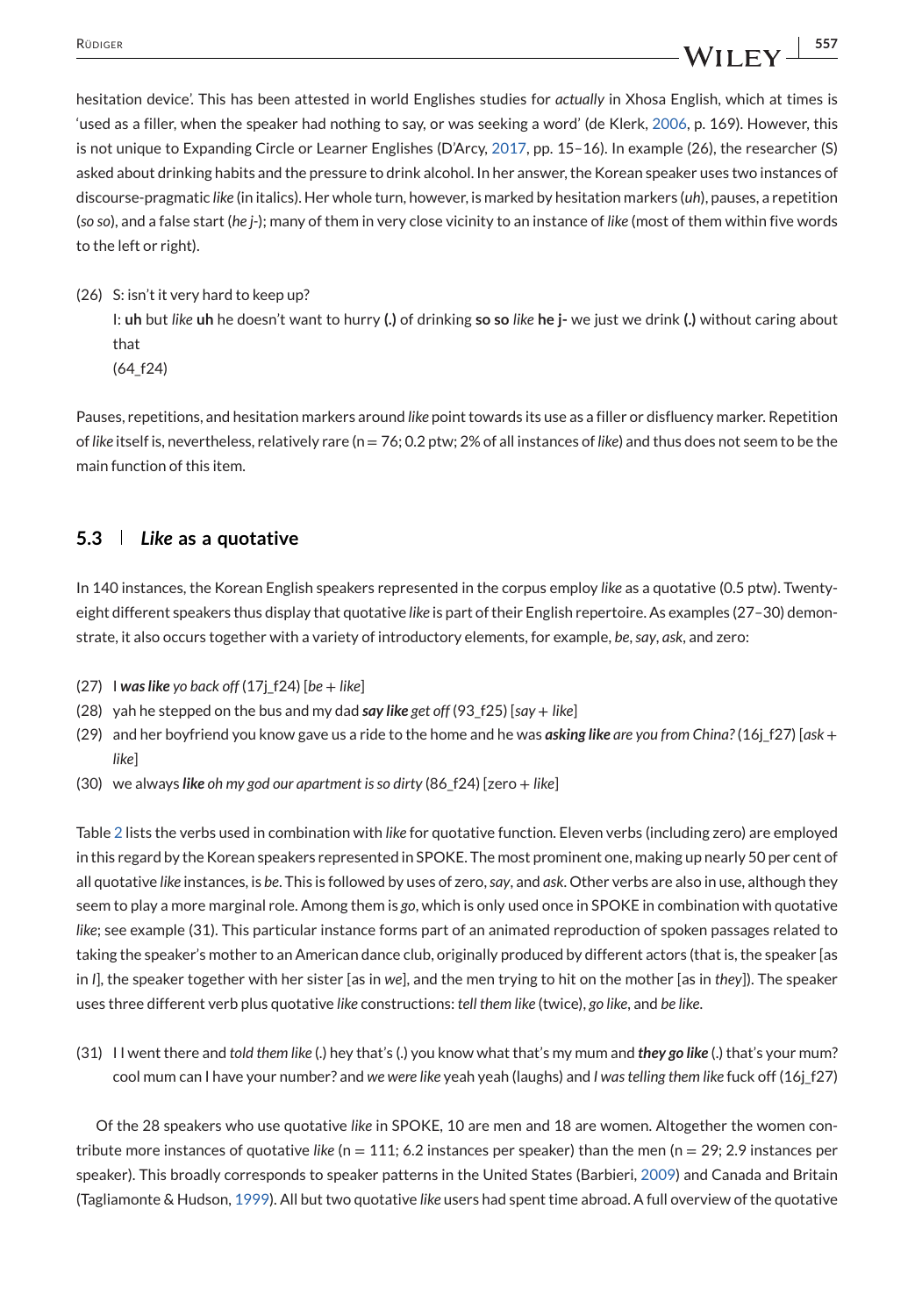hesitation device'. This has been attested in world Englishes studies for *actually* in Xhosa English, which at times is 'used as a filler, when the speaker had nothing to say, or was seeking a word' (de Klerk, 2006, p. 169). However, this is not unique to Expanding Circle or Learner Englishes (D'Arcy, 2017, pp. 15–16). In example (26), the researcher (S) asked about drinking habits and the pressure to drink alcohol. In her answer, the Korean speaker uses two instances of discourse-pragmatic *like* (in italics). Her whole turn, however, is marked by hesitation markers (*uh*), pauses, a repetition (*so so*), and a false start (*he j-*); many of them in very close vicinity to an instance of *like* (most of them within five words to the left or right).

(26) S: isn't it very hard to keep up?
I: **uh** but *like* **uh** he doesn't want to hurry **(.)** of drinking **so so** *like* **he j-** we just we drink **(.)** without caring about that
(64_f24)

Pauses, repetitions, and hesitation markers around *like* point towards its use as a filler or disfluency marker. Repetition of *like* itself is, nevertheless, relatively rare (n = 76; 0.2 ptw; 2% of all instances of *like*) and thus does not seem to be the main function of this item.

### 5.3 | *Like* as a quotative

In 140 instances, the Korean English speakers represented in the corpus employ *like* as a quotative (0.5 ptw). Twenty-eight different speakers thus display that quotative *like* is part of their English repertoire. As examples (27–30) demonstrate, it also occurs together with a variety of introductory elements, for example, *be*, *say*, *ask*, and zero:

(27) I ***was like*** *yo back off* (17j_f24) [*be* + *like*]

(28) yah he stepped on the bus and my dad ***say like*** *get off* (93_f25) [*say* + *like*]

(29) and her boyfriend you know gave us a ride to the home and he was ***asking like*** *are you from China?* (16j_f27) [*ask* + *like*]

(30) we always ***like*** *oh my god our apartment is so dirty* (86_f24) [zero + *like*]

Table 2 lists the verbs used in combination with *like* for quotative function. Eleven verbs (including zero) are employed in this regard by the Korean speakers represented in SPOKE. The most prominent one, making up nearly 50 per cent of all quotative *like* instances, is *be*. This is followed by uses of zero, *say*, and *ask*. Other verbs are also in use, although they seem to play a more marginal role. Among them is *go*, which is only used once in SPOKE in combination with quotative *like*; see example (31). This particular instance forms part of an animated reproduction of spoken passages related to taking the speaker's mother to an American dance club, originally produced by different actors (that is, the speaker [as in *I*], the speaker together with her sister [as in *we*], and the men trying to hit on the mother [as in *they*]). The speaker uses three different verb plus quotative *like* constructions: *tell them like* (twice), *go like*, and *be like*.

(31) I I went there and *told them like* (.) hey that's (.) you know what that's my mum and ***they go like*** (.) that's your mum? cool mum can I have your number? and *we were like* yeah yeah (laughs) and *I was telling them like* fuck off (16j_f27)

Of the 28 speakers who use quotative *like* in SPOKE, 10 are men and 18 are women. Altogether the women contribute more instances of quotative *like* (n = 111; 6.2 instances per speaker) than the men (n = 29; 2.9 instances per speaker). This broadly corresponds to speaker patterns in the United States (Barbieri, 2009) and Canada and Britain (Tagliamonte & Hudson, 1999). All but two quotative *like* users had spent time abroad. A full overview of the quotative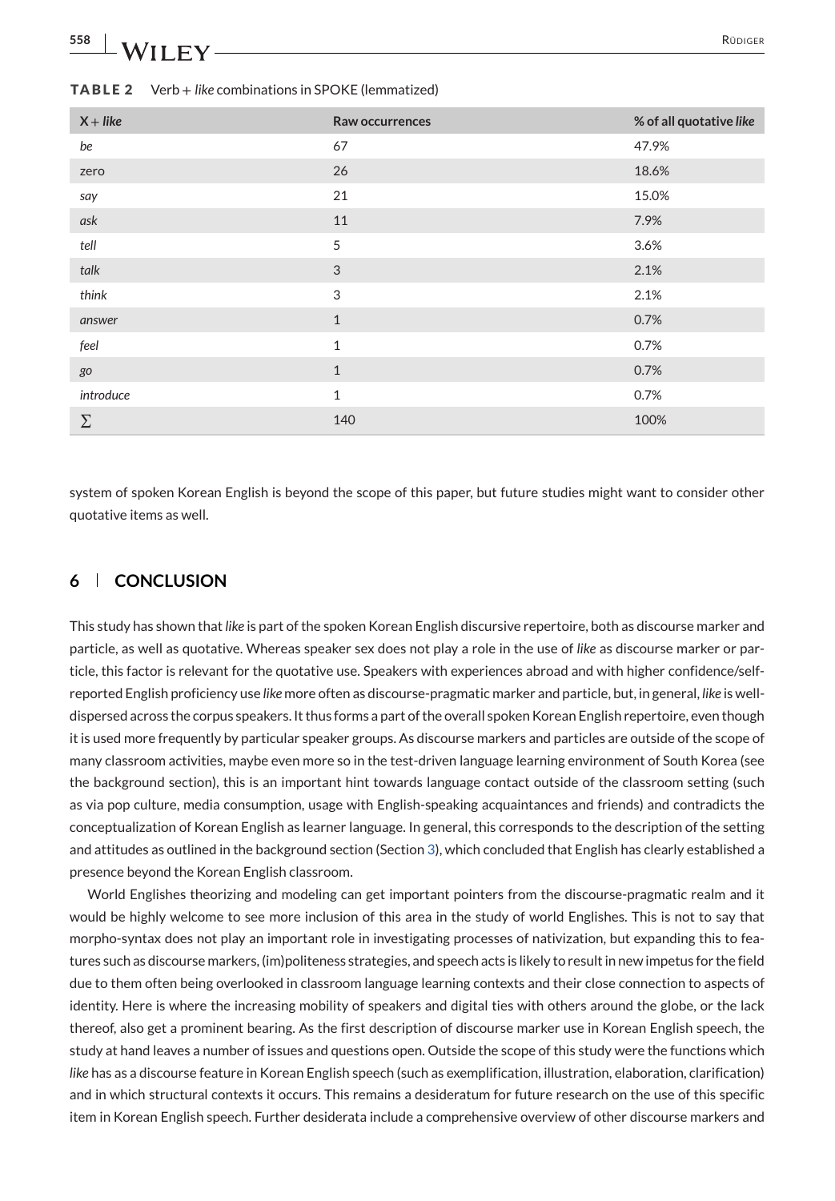**TABLE 2** Verb + *like* combinations in SPOKE (lemmatized)

| X + *like* | Raw occurrences | % of all quotative *like* |
|---|---|---|
| *be* | 67 | 47.9% |
| zero | 26 | 18.6% |
| *say* | 21 | 15.0% |
| *ask* | 11 | 7.9% |
| *tell* | 5 | 3.6% |
| *talk* | 3 | 2.1% |
| *think* | 3 | 2.1% |
| *answer* | 1 | 0.7% |
| *feel* | 1 | 0.7% |
| *go* | 1 | 0.7% |
| *introduce* | 1 | 0.7% |
| $\sum$ | 140 | 100% |

system of spoken Korean English is beyond the scope of this paper, but future studies might want to consider other quotative items as well.

## 6 CONCLUSION

This study has shown that *like* is part of the spoken Korean English discursive repertoire, both as discourse marker and particle, as well as quotative. Whereas speaker sex does not play a role in the use of *like* as discourse marker or particle, this factor is relevant for the quotative use. Speakers with experiences abroad and with higher confidence/self-reported English proficiency use *like* more often as discourse-pragmatic marker and particle, but, in general, *like* is well-dispersed across the corpus speakers. It thus forms a part of the overall spoken Korean English repertoire, even though it is used more frequently by particular speaker groups. As discourse markers and particles are outside of the scope of many classroom activities, maybe even more so in the test-driven language learning environment of South Korea (see the background section), this is an important hint towards language contact outside of the classroom setting (such as via pop culture, media consumption, usage with English-speaking acquaintances and friends) and contradicts the conceptualization of Korean English as learner language. In general, this corresponds to the description of the setting and attitudes as outlined in the background section (Section 3), which concluded that English has clearly established a presence beyond the Korean English classroom.

World Englishes theorizing and modeling can get important pointers from the discourse-pragmatic realm and it would be highly welcome to see more inclusion of this area in the study of world Englishes. This is not to say that morpho-syntax does not play an important role in investigating processes of nativization, but expanding this to features such as discourse markers, (im)politeness strategies, and speech acts is likely to result in new impetus for the field due to them often being overlooked in classroom language learning contexts and their close connection to aspects of identity. Here is where the increasing mobility of speakers and digital ties with others around the globe, or the lack thereof, also get a prominent bearing. As the first description of discourse marker use in Korean English speech, the study at hand leaves a number of issues and questions open. Outside the scope of this study were the functions which *like* has as a discourse feature in Korean English speech (such as exemplification, illustration, elaboration, clarification) and in which structural contexts it occurs. This remains a desideratum for future research on the use of this specific item in Korean English speech. Further desiderata include a comprehensive overview of other discourse markers and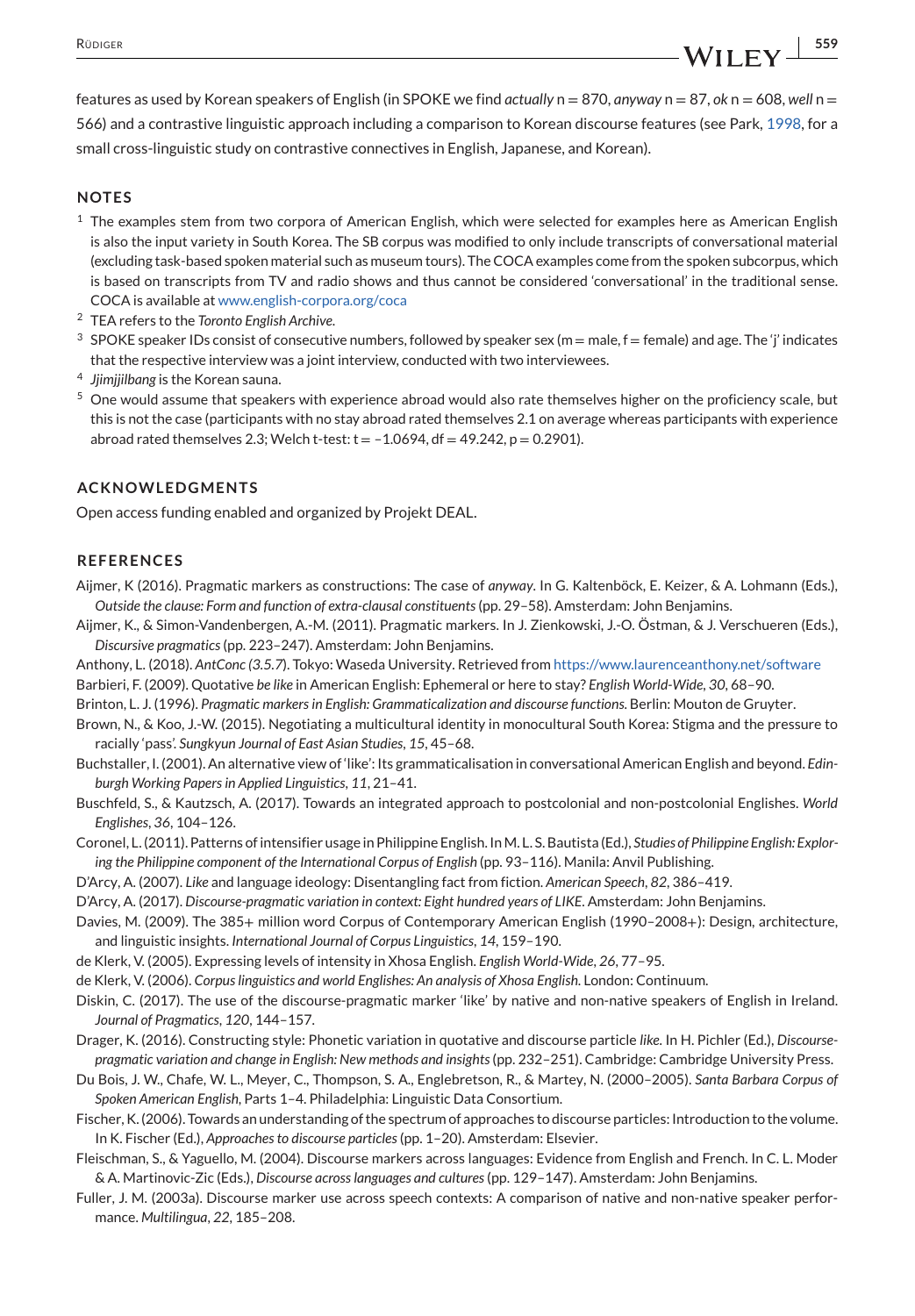features as used by Korean speakers of English (in SPOKE we find *actually* n = 870, *anyway* n = 87, *ok* n = 608, *well* n = 566) and a contrastive linguistic approach including a comparison to Korean discourse features (see Park, 1998, for a small cross-linguistic study on contrastive connectives in English, Japanese, and Korean).

## NOTES

[1] The examples stem from two corpora of American English, which were selected for examples here as American English is also the input variety in South Korea. The SB corpus was modified to only include transcripts of conversational material (excluding task-based spoken material such as museum tours). The COCA examples come from the spoken subcorpus, which is based on transcripts from TV and radio shows and thus cannot be considered 'conversational' in the traditional sense. COCA is available at www.english-corpora.org/coca

[2] TEA refers to the *Toronto English Archive*.

[3] SPOKE speaker IDs consist of consecutive numbers, followed by speaker sex (m = male, f = female) and age. The 'j' indicates that the respective interview was a joint interview, conducted with two interviewees.

[4] *Jjimjjilbang* is the Korean sauna.

[5] One would assume that speakers with experience abroad would also rate themselves higher on the proficiency scale, but this is not the case (participants with no stay abroad rated themselves 2.1 on average whereas participants with experience abroad rated themselves 2.3; Welch t-test: $t = -1.0694$, $df = 49.242$, $p = 0.2901$).

## ACKNOWLEDGMENTS

Open access funding enabled and organized by Projekt DEAL.

## REFERENCES

Aijmer, K (2016). Pragmatic markers as constructions: The case of *anyway*. In G. Kaltenböck, E. Keizer, & A. Lohmann (Eds.), *Outside the clause: Form and function of extra-clausal constituents* (pp. 29–58). Amsterdam: John Benjamins.

Aijmer, K., & Simon-Vandenbergen, A.-M. (2011). Pragmatic markers. In J. Zienkowski, J.-O. Östman, & J. Verschueren (Eds.), *Discursive pragmatics* (pp. 223–247). Amsterdam: John Benjamins.

Anthony, L. (2018). *AntConc (3.5.7)*. Tokyo: Waseda University. Retrieved from https://www.laurenceanthony.net/software

Barbieri, F. (2009). Quotative *be like* in American English: Ephemeral or here to stay? *English World-Wide*, *30*, 68–90.

Brinton, L. J. (1996). *Pragmatic markers in English: Grammaticalization and discourse functions*. Berlin: Mouton de Gruyter.

Brown, N., & Koo, J.-W. (2015). Negotiating a multicultural identity in monocultural South Korea: Stigma and the pressure to racially 'pass'. *Sungkyun Journal of East Asian Studies*, *15*, 45–68.

Buchstaller, I. (2001). An alternative view of 'like': Its grammaticalisation in conversational American English and beyond. *Edinburgh Working Papers in Applied Linguistics*, *11*, 21–41.

Buschfeld, S., & Kautzsch, A. (2017). Towards an integrated approach to postcolonial and non-postcolonial Englishes. *World Englishes*, *36*, 104–126.

Coronel, L. (2011). Patterns of intensifier usage in Philippine English. In M. L. S. Bautista (Ed.), *Studies of Philippine English: Exploring the Philippine component of the International Corpus of English* (pp. 93–116). Manila: Anvil Publishing.

D'Arcy, A. (2007). *Like* and language ideology: Disentangling fact from fiction. *American Speech*, *82*, 386–419.

D'Arcy, A. (2017). *Discourse-pragmatic variation in context: Eight hundred years of LIKE*. Amsterdam: John Benjamins.

Davies, M. (2009). The 385+ million word Corpus of Contemporary American English (1990–2008+): Design, architecture, and linguistic insights. *International Journal of Corpus Linguistics*, *14*, 159–190.

de Klerk, V. (2005). Expressing levels of intensity in Xhosa English. *English World-Wide*, *26*, 77–95.

de Klerk, V. (2006). *Corpus linguistics and world Englishes: An analysis of Xhosa English*. London: Continuum.

Diskin, C. (2017). The use of the discourse-pragmatic marker 'like' by native and non-native speakers of English in Ireland. *Journal of Pragmatics*, *120*, 144–157.

Drager, K. (2016). Constructing style: Phonetic variation in quotative and discourse particle *like*. In H. Pichler (Ed.), *Discourse-pragmatic variation and change in English: New methods and insights* (pp. 232–251). Cambridge: Cambridge University Press.

Du Bois, J. W., Chafe, W. L., Meyer, C., Thompson, S. A., Englebretson, R., & Martey, N. (2000–2005). *Santa Barbara Corpus of Spoken American English*, Parts 1–4. Philadelphia: Linguistic Data Consortium.

Fischer, K. (2006). Towards an understanding of the spectrum of approaches to discourse particles: Introduction to the volume. In K. Fischer (Ed.), *Approaches to discourse particles* (pp. 1–20). Amsterdam: Elsevier.

Fleischman, S., & Yaguello, M. (2004). Discourse markers across languages: Evidence from English and French. In C. L. Moder & A. Martinovic-Zic (Eds.), *Discourse across languages and cultures* (pp. 129–147). Amsterdam: John Benjamins.

Fuller, J. M. (2003a). Discourse marker use across speech contexts: A comparison of native and non-native speaker performance. *Multilingua*, *22*, 185–208.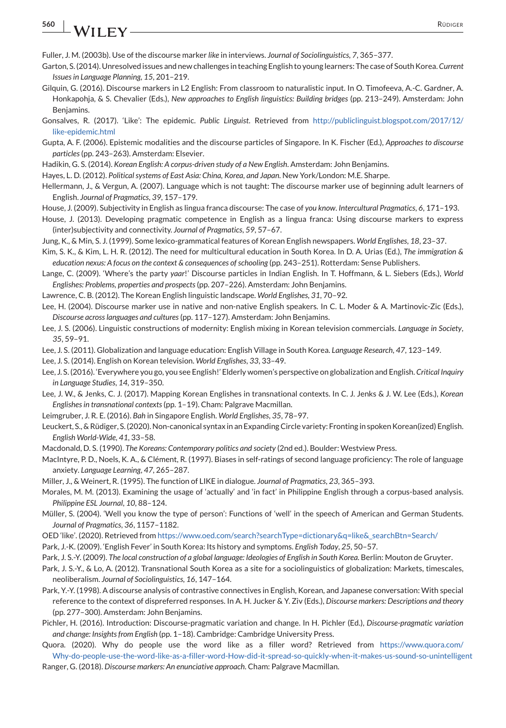Fuller, J. M. (2003b). Use of the discourse marker *like* in interviews. *Journal of Sociolinguistics*, *7*, 365–377.

Garton, S. (2014). Unresolved issues and new challenges in teaching English to young learners: The case of South Korea. *Current Issues in Language Planning*, *15*, 201–219.

Gilquin, G. (2016). Discourse markers in L2 English: From classroom to naturalistic input. In O. Timofeeva, A.-C. Gardner, A. Honkapohja, & S. Chevalier (Eds.), *New approaches to English linguistics: Building bridges* (pp. 213–249). Amsterdam: John Benjamins.

Gonsalves, R. (2017). 'Like': The epidemic. *Public Linguist*. Retrieved from http://publiclinguist.blogspot.com/2017/12/like-epidemic.html

Gupta, A. F. (2006). Epistemic modalities and the discourse particles of Singapore. In K. Fischer (Ed.), *Approaches to discourse particles* (pp. 243–263). Amsterdam: Elsevier.

Hadikin, G. S. (2014). *Korean English: A corpus-driven study of a New English*. Amsterdam: John Benjamins.

Hayes, L. D. (2012). *Political systems of East Asia: China, Korea, and Japan*. New York/London: M.E. Sharpe.

Hellermann, J., & Vergun, A. (2007). Language which is not taught: The discourse marker use of beginning adult learners of English. *Journal of Pragmatics*, *39*, 157–179.

House, J. (2009). Subjectivity in English as lingua franca discourse: The case of *you know*. *Intercultural Pragmatics*, *6*, 171–193.

House, J. (2013). Developing pragmatic competence in English as a lingua franca: Using discourse markers to express (inter)subjectivity and connectivity. *Journal of Pragmatics*, *59*, 57–67.

Jung, K., & Min, S. J. (1999). Some lexico-grammatical features of Korean English newspapers. *World Englishes*, *18*, 23–37.

Kim, S. K., & Kim, L. H. R. (2012). The need for multicultural education in South Korea. In D. A. Urias (Ed.), *The immigration & education nexus: A focus on the context & consequences of schooling* (pp. 243–251). Rotterdam: Sense Publishers.

Lange, C. (2009). 'Where's the party *yaar*!' Discourse particles in Indian English. In T. Hoffmann, & L. Siebers (Eds.), *World Englishes: Problems, properties and prospects* (pp. 207–226). Amsterdam: John Benjamins.

Lawrence, C. B. (2012). The Korean English linguistic landscape. *World Englishes*, *31*, 70–92.

Lee, H. (2004). Discourse marker use in native and non-native English speakers. In C. L. Moder & A. Martinovic-Zic (Eds.), *Discourse across languages and cultures* (pp. 117–127). Amsterdam: John Benjamins.

Lee, J. S. (2006). Linguistic constructions of modernity: English mixing in Korean television commercials. *Language in Society*, *35*, 59–91.

Lee, J. S. (2011). Globalization and language education: English Village in South Korea. *Language Research*, *47*, 123–149.

Lee, J. S. (2014). English on Korean television. *World Englishes*, *33*, 33–49.

Lee, J. S. (2016). 'Everywhere you go, you see English!' Elderly women's perspective on globalization and English. *Critical Inquiry in Language Studies*, *14*, 319–350.

Lee, J. W., & Jenks, C. J. (2017). Mapping Korean Englishes in transnational contexts. In C. J. Jenks & J. W. Lee (Eds.), *Korean Englishes in transnational contexts* (pp. 1–19). Cham: Palgrave Macmillan.

Leimgruber, J. R. E. (2016). *Bah* in Singapore English. *World Englishes*, *35*, 78–97.

Leuckert, S., & Rüdiger, S. (2020). Non-canonical syntax in an Expanding Circle variety: Fronting in spoken Korean(ized) English. *English World-Wide*, *41*, 33–58.

Macdonald, D. S. (1990). *The Koreans: Contemporary politics and society* (2nd ed.). Boulder: Westview Press.

MacIntyre, P. D., Noels, K. A., & Clément, R. (1997). Biases in self-ratings of second language proficiency: The role of language anxiety. *Language Learning*, *47*, 265–287.

Miller, J., & Weinert, R. (1995). The function of LIKE in dialogue. *Journal of Pragmatics*, *23*, 365–393.

Morales, M. M. (2013). Examining the usage of 'actually' and 'in fact' in Philippine English through a corpus-based analysis. *Philippine ESL Journal*, *10*, 88–124.

Müller, S. (2004). 'Well you know the type of person': Functions of 'well' in the speech of American and German Students. *Journal of Pragmatics*, *36*, 1157–1182.

OED 'like'. (2020). Retrieved from https://www.oed.com/search?searchType=dictionary&q=like&_searchBtn=Search/

Park, J.-K. (2009). 'English Fever' in South Korea: Its history and symptoms. *English Today*, *25*, 50–57.

Park, J. S.-Y. (2009). *The local construction of a global language: Ideologies of English in South Korea*. Berlin: Mouton de Gruyter.

Park, J. S.-Y., & Lo, A. (2012). Transnational South Korea as a site for a sociolinguistics of globalization: Markets, timescales, neoliberalism. *Journal of Sociolinguistics*, *16*, 147–164.

Park, Y.-Y. (1998). A discourse analysis of contrastive connectives in English, Korean, and Japanese conversation: With special reference to the context of dispreferred responses. In A. H. Jucker & Y. Ziv (Eds.), *Discourse markers: Descriptions and theory* (pp. 277–300). Amsterdam: John Benjamins.

Pichler, H. (2016). Introduction: Discourse-pragmatic variation and change. In H. Pichler (Ed.), *Discourse-pragmatic variation and change: Insights from English* (pp. 1–18). Cambridge: Cambridge University Press.

Quora. (2020). Why do people use the word like as a filler word? Retrieved from https://www.quora.com/Why-do-people-use-the-word-like-as-a-filler-word-How-did-it-spread-so-quickly-when-it-makes-us-sound-so-unintelligent

Ranger, G. (2018). *Discourse markers: An enunciative approach*. Cham: Palgrave Macmillan.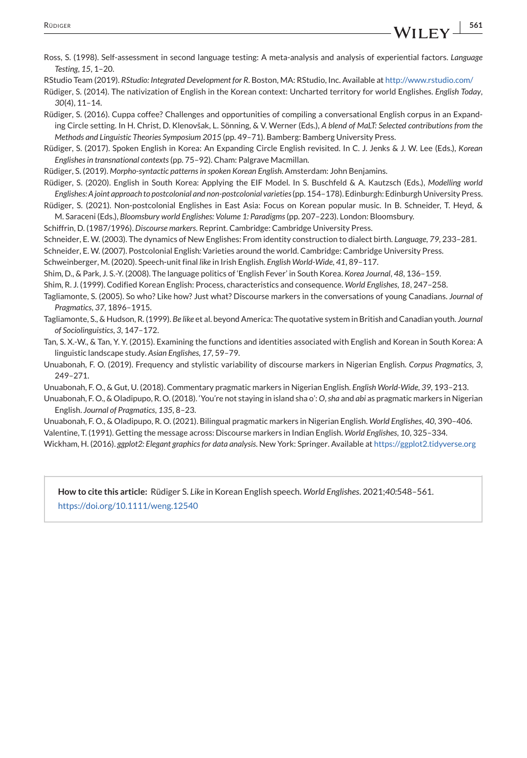Ross, S. (1998). Self-assessment in second language testing: A meta-analysis and analysis of experiential factors. *Language Testing*, *15*, 1–20.

RStudio Team (2019). *RStudio: Integrated Development for R*. Boston, MA: RStudio, Inc. Available at http://www.rstudio.com/

Rüdiger, S. (2014). The nativization of English in the Korean context: Uncharted territory for world Englishes. *English Today*, *30*(4), 11–14.

Rüdiger, S. (2016). Cuppa coffee? Challenges and opportunities of compiling a conversational English corpus in an Expanding Circle setting. In H. Christ, D. Klenovšak, L. Sönning, & V. Werner (Eds.), *A blend of MaLT: Selected contributions from the Methods and Linguistic Theories Symposium 2015* (pp. 49–71). Bamberg: Bamberg University Press.

Rüdiger, S. (2017). Spoken English in Korea: An Expanding Circle English revisited. In C. J. Jenks & J. W. Lee (Eds.), *Korean Englishes in transnational contexts* (pp. 75–92). Cham: Palgrave Macmillan.

Rüdiger, S. (2019). *Morpho-syntactic patterns in spoken Korean English*. Amsterdam: John Benjamins.

Rüdiger, S. (2020). English in South Korea: Applying the EIF Model. In S. Buschfeld & A. Kautzsch (Eds.), *Modelling world Englishes: A joint approach to postcolonial and non-postcolonial varieties* (pp. 154–178). Edinburgh: Edinburgh University Press.

Rüdiger, S. (2021). Non-postcolonial Englishes in East Asia: Focus on Korean popular music. In B. Schneider, T. Heyd, & M. Saraceni (Eds.), *Bloomsbury world Englishes: Volume 1: Paradigms* (pp. 207–223). London: Bloomsbury.

Schiffrin, D. (1987/1996). *Discourse markers*. Reprint. Cambridge: Cambridge University Press.

Schneider, E. W. (2003). The dynamics of New Englishes: From identity construction to dialect birth. *Language*, *79*, 233–281.

Schneider, E. W. (2007). Postcolonial English: Varieties around the world. Cambridge: Cambridge University Press.

Schweinberger, M. (2020). Speech-unit final *like* in Irish English. *English World-Wide*, *41*, 89–117.

Shim, D., & Park, J. S.-Y. (2008). The language politics of 'English Fever' in South Korea. *Korea Journal*, *48*, 136–159.

Shim, R. J. (1999). Codified Korean English: Process, characteristics and consequence. *World Englishes*, *18*, 247–258.

Tagliamonte, S. (2005). So who? Like how? Just what? Discourse markers in the conversations of young Canadians. *Journal of Pragmatics*, *37*, 1896–1915.

Tagliamonte, S., & Hudson, R. (1999). *Be like* et al. beyond America: The quotative system in British and Canadian youth. *Journal of Sociolinguistics*, *3*, 147–172.

Tan, S. X.-W., & Tan, Y. Y. (2015). Examining the functions and identities associated with English and Korean in South Korea: A linguistic landscape study. *Asian Englishes*, *17*, 59–79.

Unuabonah, F. O. (2019). Frequency and stylistic variability of discourse markers in Nigerian English. *Corpus Pragmatics*, *3*, 249–271.

Unuabonah, F. O., & Gut, U. (2018). Commentary pragmatic markers in Nigerian English. *English World-Wide*, *39*, 193–213.

Unuabonah, F. O., & Oladipupo, R. O. (2018). 'You're not staying in island sha o': *O*, *sha* and *abi* as pragmatic markers in Nigerian English. *Journal of Pragmatics*, *135*, 8–23.

Unuabonah, F. O., & Oladipupo, R. O. (2021). Bilingual pragmatic markers in Nigerian English. *World Englishes*, *40*, 390–406.

Valentine, T. (1991). Getting the message across: Discourse markers in Indian English. *World Englishes*, *10*, 325–334.

Wickham, H. (2016). *ggplot2: Elegant graphics for data analysis*. New York: Springer. Available at https://ggplot2.tidyverse.org

**How to cite this article:** Rüdiger S. *Like* in Korean English speech. *World Englishes*. 2021;*40*:548–561. https://doi.org/10.1111/weng.12540